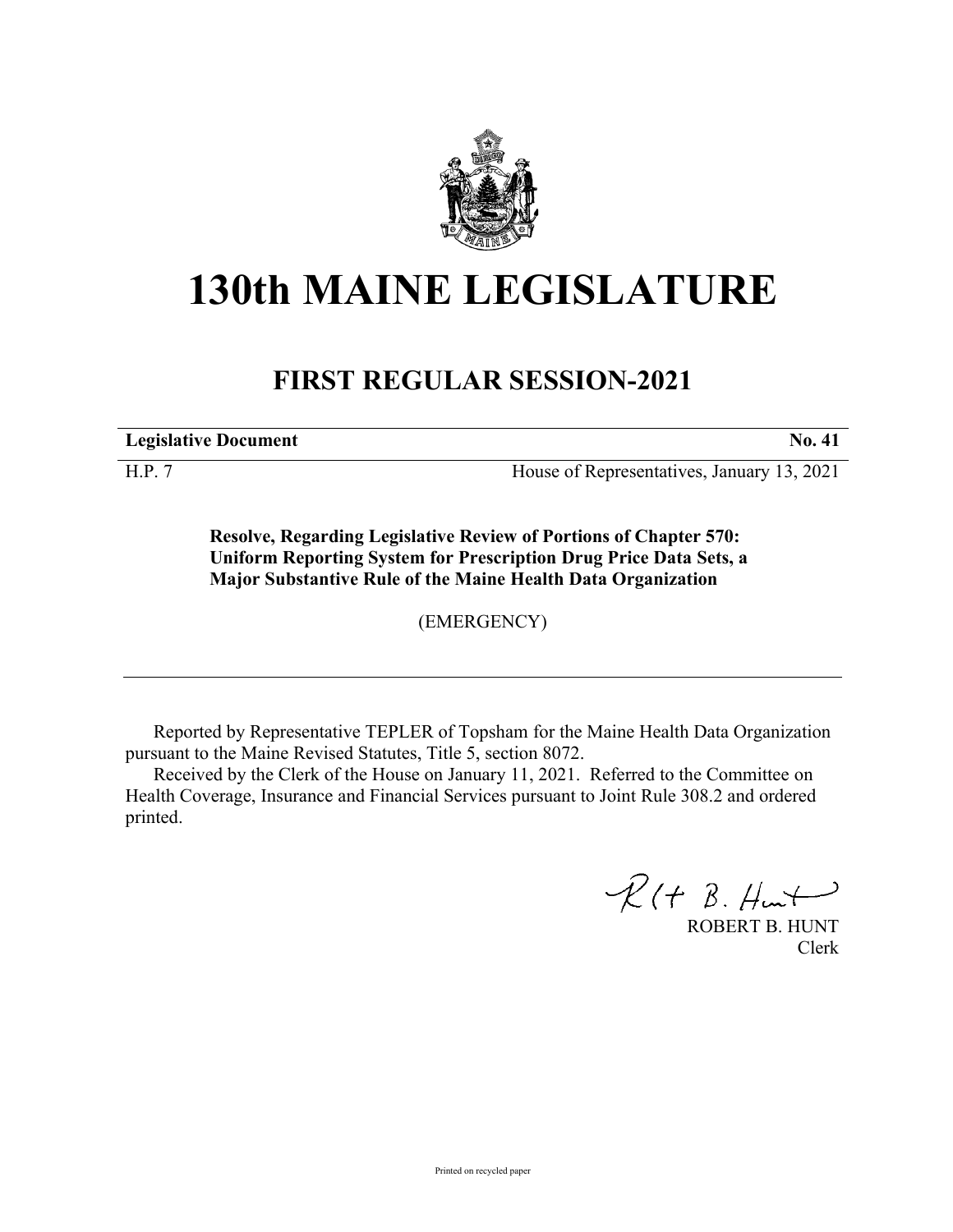# 130th MAINE LEGISLATURE

## FIRST REGULAR SESSION-2021

**Legislative Document** **No. 41**

H.P. 7 House of Representatives, January 13, 2021

**Resolve, Regarding Legislative Review of Portions of Chapter 570: Uniform Reporting System for Prescription Drug Price Data Sets, a Major Substantive Rule of the Maine Health Data Organization**

(EMERGENCY)

Reported by Representative TEPLER of Topsham for the Maine Health Data Organization pursuant to the Maine Revised Statutes, Title 5, section 8072.

Received by the Clerk of the House on January 11, 2021. Referred to the Committee on Health Coverage, Insurance and Financial Services pursuant to Joint Rule 308.2 and ordered printed.

ROBERT B. HUNT
Clerk

Printed on recycled paper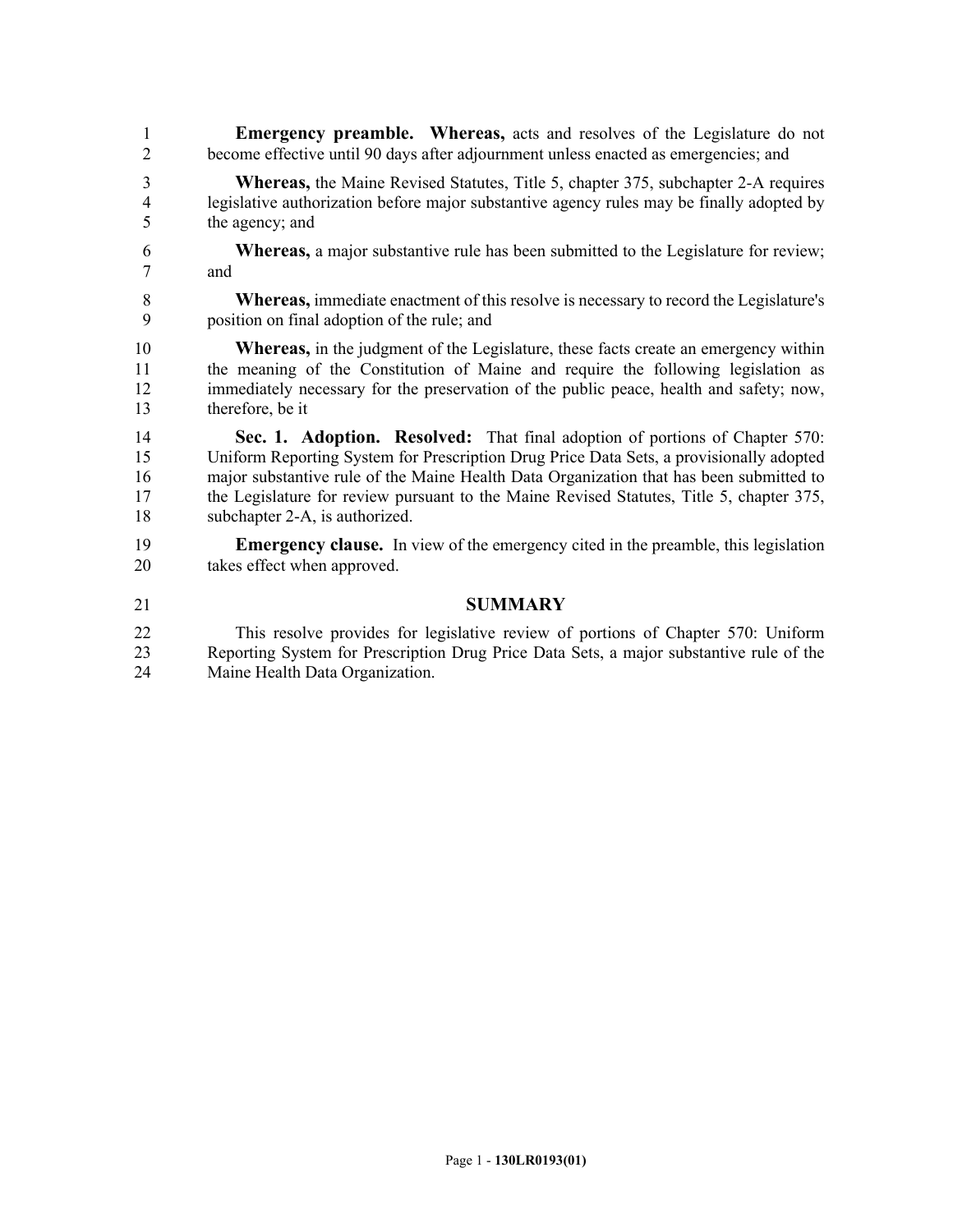**Emergency preamble. Whereas,** acts and resolves of the Legislature do not become effective until 90 days after adjournment unless enacted as emergencies; and

**Whereas,** the Maine Revised Statutes, Title 5, chapter 375, subchapter 2-A requires legislative authorization before major substantive agency rules may be finally adopted by the agency; and

**Whereas,** a major substantive rule has been submitted to the Legislature for review; and

**Whereas,** immediate enactment of this resolve is necessary to record the Legislature's position on final adoption of the rule; and

**Whereas,** in the judgment of the Legislature, these facts create an emergency within the meaning of the Constitution of Maine and require the following legislation as immediately necessary for the preservation of the public peace, health and safety; now, therefore, be it

**Sec. 1. Adoption. Resolved:** That final adoption of portions of Chapter 570: Uniform Reporting System for Prescription Drug Price Data Sets, a provisionally adopted major substantive rule of the Maine Health Data Organization that has been submitted to the Legislature for review pursuant to the Maine Revised Statutes, Title 5, chapter 375, subchapter 2-A, is authorized.

**Emergency clause.** In view of the emergency cited in the preamble, this legislation takes effect when approved.

## SUMMARY

This resolve provides for legislative review of portions of Chapter 570: Uniform Reporting System for Prescription Drug Price Data Sets, a major substantive rule of the Maine Health Data Organization.